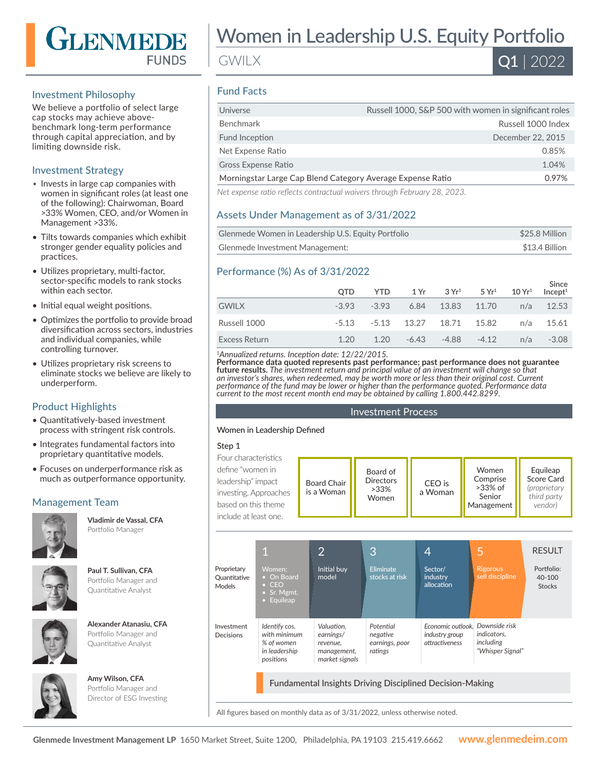# Glenmede Funds

# Women in Leadership U.S. Equity Portfolio

GWILX

**Q1** | 2022

## Investment Philosophy

We believe a portfolio of select large cap stocks may achieve above-benchmark long-term performance through capital appreciation, and by limiting downside risk.

## Investment Strategy

- Invests in large cap companies with women in significant roles (at least one of the following): Chairwoman, Board >33% Women, CEO, and/or Women in Management >33%.
- Tilts towards companies which exhibit stronger gender equality policies and practices.
- Utilizes proprietary, multi-factor, sector-specific models to rank stocks within each sector.
- Initial equal weight positions.
- Optimizes the portfolio to provide broad diversification across sectors, industries and individual companies, while controlling turnover.
- Utilizes proprietary risk screens to eliminate stocks we believe are likely to underperform.

## Product Highlights

- Quantitatively-based investment process with stringent risk controls.
- Integrates fundamental factors into proprietary quantitative models.
- Focuses on underperformance risk as much as outperformance opportunity.

## Management Team

**Vladimir de Vassal, CFA**
Portfolio Manager

**Paul T. Sullivan, CFA**
Portfolio Manager and Quantitative Analyst

**Alexander Atanasiu, CFA**
Portfolio Manager and Quantitative Analyst

**Amy Wilson, CFA**
Portfolio Manager and Director of ESG Investing

## Fund Facts

| | |
|---|---|
| Universe | Russell 1000, S&P 500 with women in significant roles |
| Benchmark | Russell 1000 Index |
| Fund Inception | December 22, 2015 |
| Net Expense Ratio | 0.85% |
| Gross Expense Ratio | 1.04% |
| Morningstar Large Cap Blend Category Average Expense Ratio | 0.97% |

*Net expense ratio reflects contractual waivers through February 28, 2023.*

## Assets Under Management as of 3/31/2022

| | |
|---|---|
| Glenmede Women in Leadership U.S. Equity Portfolio | $25.8 Million |
| Glenmede Investment Management: | $13.4 Billion |

## Performance (%) As of 3/31/2022

| | QTD | YTD | 1 Yr | 3 Yr[1] | 5 Yr[1] | 10 Yr[1] | Since Incept[1] |
|---|---|---|---|---|---|---|---|
| GWILX | -3.93 | -3.93 | 6.84 | 13.83 | 11.70 | n/a | 12.53 |
| Russell 1000 | -5.13 | -5.13 | 13.27 | 18.71 | 15.82 | n/a | 15.61 |
| Excess Return | 1.20 | 1.20 | -6.43 | -4.88 | -4.12 | n/a | -3.08 |

[1]*Annualized returns. Inception date: 12/22/2015.*
**Performance data quoted represents past performance; past performance does not guarantee future results.** *The investment return and principal value of an investment will change so that an investor's shares, when redeemed, may be worth more or less than their original cost. Current performance of the fund may be lower or higher than the performance quoted. Performance data current to the most recent month end may be obtained by calling 1.800.442.8299.*

## Investment Process

Women in Leadership Defined

Step 1

Four characteristics define "women in leadership" impact investing. Approaches based on this theme include at least one.

- Board Chair is a Woman
- Board of Directors >33% Women
- CEO is a Woman
- Women Comprise >33% of Senior Management
- Equileap Score Card *(proprietary third party vendor)*

| | 1 | 2 | 3 | 4 | 5 | RESULT |
|---|---|---|---|---|---|---|
| Proprietary Quantitative Models | Women: • On Board • CEO • Sr. Mgmt. • Equileap | Initial buy model | Eliminate stocks at risk | Sector/ industry allocation | Rigorous sell discipline | Portfolio: 40-100 Stocks |
| Investment Decisions | *Identify cos. with minimum % of women in leadership positions* | *Valuation, earnings/ revenue, management, market signals* | *Potential negative earnings, poor ratings* | *Economic outlook, industry group attractiveness* | *Downside risk indicators, including "Whisper Signal"* | |

Fundamental Insights Driving Disciplined Decision-Making

All figures based on monthly data as of 3/31/2022, unless otherwise noted.

**Glenmede Investment Management LP** 1650 Market Street, Suite 1200, Philadelphia, PA 19103 215.419.6662 **www.glenmedeim.com**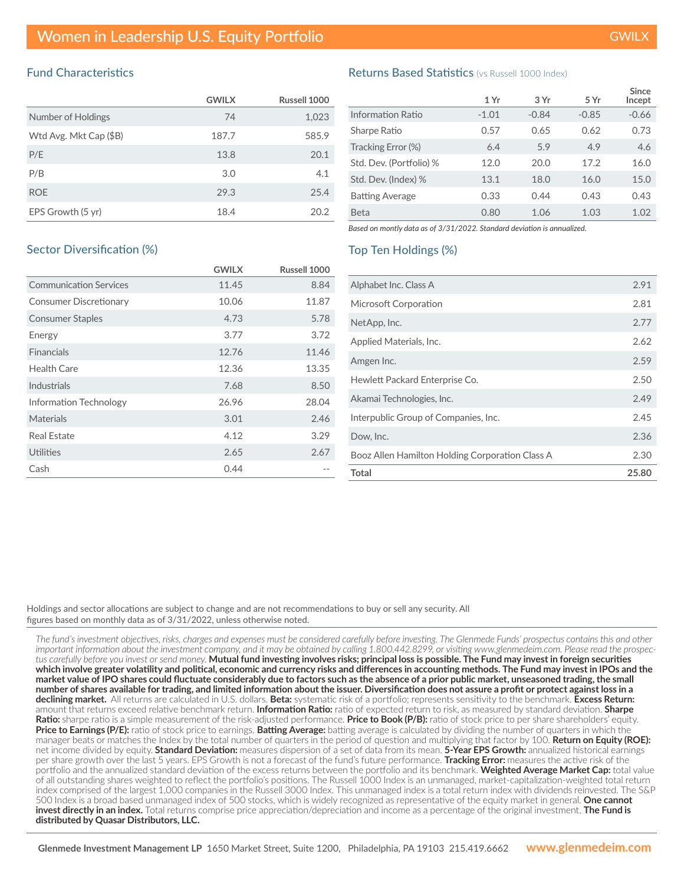# Women in Leadership U.S. Equity Portfolio

GWILX

## Fund Characteristics

| | GWILX | Russell 1000 |
|---|---|---|
| Number of Holdings | 74 | 1,023 |
| Wtd Avg. Mkt Cap ($B) | 187.7 | 585.9 |
| P/E | 13.8 | 20.1 |
| P/B | 3.0 | 4.1 |
| ROE | 29.3 | 25.4 |
| EPS Growth (5 yr) | 18.4 | 20.2 |

## Returns Based Statistics (vs Russell 1000 Index)

| | 1 Yr | 3 Yr | 5 Yr | Since Incept |
|---|---|---|---|---|
| Information Ratio | -1.01 | -0.84 | -0.85 | -0.66 |
| Sharpe Ratio | 0.57 | 0.65 | 0.62 | 0.73 |
| Tracking Error (%) | 6.4 | 5.9 | 4.9 | 4.6 |
| Std. Dev. (Portfolio) % | 12.0 | 20.0 | 17.2 | 16.0 |
| Std. Dev. (Index) % | 13.1 | 18.0 | 16.0 | 15.0 |
| Batting Average | 0.33 | 0.44 | 0.43 | 0.43 |
| Beta | 0.80 | 1.06 | 1.03 | 1.02 |

*Based on montly data as of 3/31/2022. Standard deviation is annualized.*

## Sector Diversification (%)

| | GWILX | Russell 1000 |
|---|---|---|
| Communication Services | 11.45 | 8.84 |
| Consumer Discretionary | 10.06 | 11.87 |
| Consumer Staples | 4.73 | 5.78 |
| Energy | 3.77 | 3.72 |
| Financials | 12.76 | 11.46 |
| Health Care | 12.36 | 13.35 |
| Industrials | 7.68 | 8.50 |
| Information Technology | 26.96 | 28.04 |
| Materials | 3.01 | 2.46 |
| Real Estate | 4.12 | 3.29 |
| Utilities | 2.65 | 2.67 |
| Cash | 0.44 | -- |

## Top Ten Holdings (%)

| | |
|---|---|
| Alphabet Inc. Class A | 2.91 |
| Microsoft Corporation | 2.81 |
| NetApp, Inc. | 2.77 |
| Applied Materials, Inc. | 2.62 |
| Amgen Inc. | 2.59 |
| Hewlett Packard Enterprise Co. | 2.50 |
| Akamai Technologies, Inc. | 2.49 |
| Interpublic Group of Companies, Inc. | 2.45 |
| Dow, Inc. | 2.36 |
| Booz Allen Hamilton Holding Corporation Class A | 2.30 |
| **Total** | **25.80** |

Holdings and sector allocations are subject to change and are not recommendations to buy or sell any security. All figures based on monthly data as of 3/31/2022, unless otherwise noted.

*The fund's investment objectives, risks, charges and expenses must be considered carefully before investing. The Glenmede Funds' prospectus contains this and other important information about the investment company, and it may be obtained by calling 1.800.442.8299, or visiting www.glenmedeim.com. Please read the prospectus carefully before you invest or send money.* **Mutual fund investing involves risks; principal loss is possible. The Fund may invest in foreign securities which involve greater volatility and political, economic and currency risks and differences in accounting methods. The Fund may invest in IPOs and the market value of IPO shares could fluctuate considerably due to factors such as the absence of a prior public market, unseasoned trading, the small number of shares available for trading, and limited information about the issuer. Diversification does not assure a profit or protect against loss in a declining market.** All returns are calculated in U.S. dollars. **Beta:** systematic risk of a portfolio; represents sensitivity to the benchmark. **Excess Return:** amount that returns exceed relative benchmark return. **Information Ratio:** ratio of expected return to risk, as measured by standard deviation. **Sharpe Ratio:** sharpe ratio is a simple measurement of the risk-adjusted performance. **Price to Book (P/B):** ratio of stock price to per share shareholders' equity. **Price to Earnings (P/E):** ratio of stock price to earnings. **Batting Average:** batting average is calculated by dividing the number of quarters in which the manager beats or matches the Index by the total number of quarters in the period of question and multiplying that factor by 100. **Return on Equity (ROE):** net income divided by equity. **Standard Deviation:** measures dispersion of a set of data from its mean. **5-Year EPS Growth:** annualized historical earnings per share growth over the last 5 years. EPS Growth is not a forecast of the fund's future performance. **Tracking Error:** measures the active risk of the portfolio and the annualized standard deviation of the excess returns between the portfolio and its benchmark. **Weighted Average Market Cap:** total value of all outstanding shares weighted to reflect the portfolio's positions. The Russell 1000 Index is an unmanaged, market-capitalization-weighted total return index comprised of the largest 1,000 companies in the Russell 3000 Index. This unmanaged index is a total return index with dividends reinvested. The S&P 500 Index is a broad based unmanaged index of 500 stocks, which is widely recognized as representative of the equity market in general. **One cannot invest directly in an index.** Total returns comprise price appreciation/depreciation and income as a percentage of the original investment. **The Fund is distributed by Quasar Distributors, LLC.**

**Glenmede Investment Management LP** 1650 Market Street, Suite 1200, Philadelphia, PA 19103 215.419.6662 **www.glenmedeim.com**